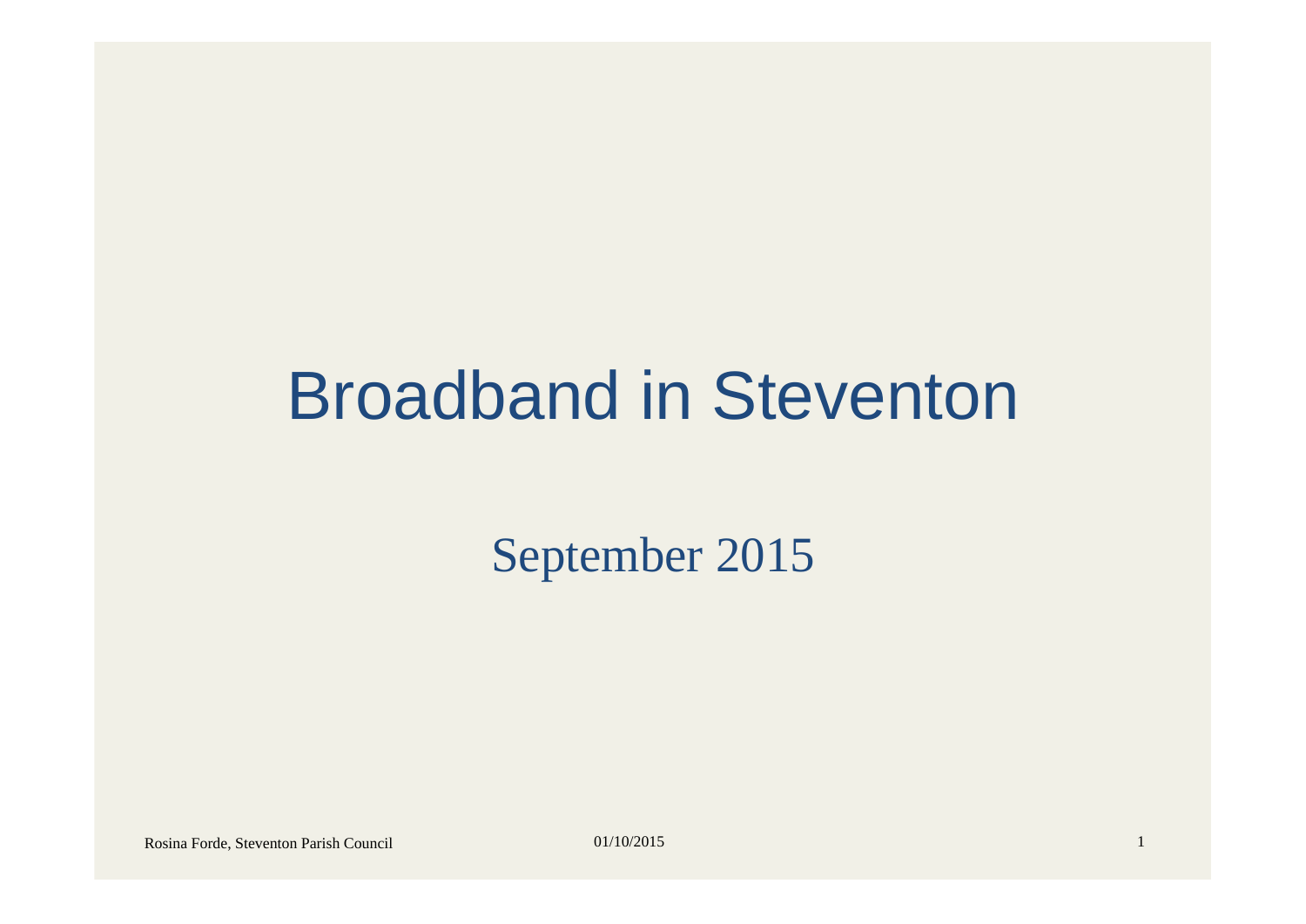# Broadband in Steventon

September 2015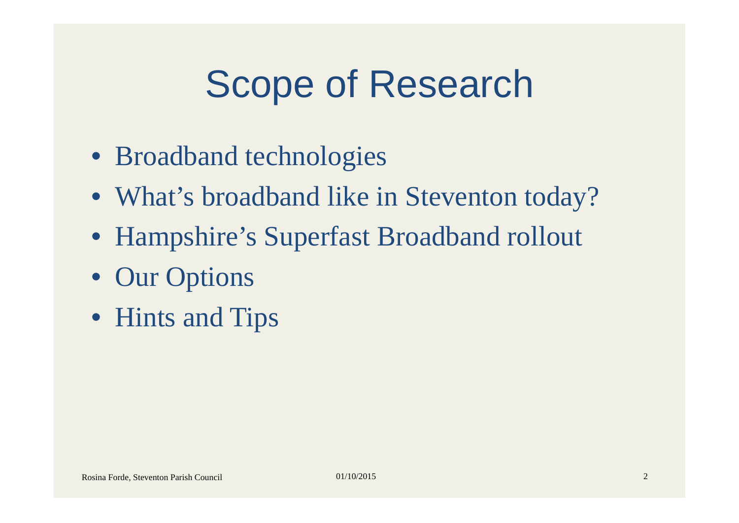# Scope of Research

- Broadband technologies
- What's broadband like in Steventon today?
- Hampshire's Superfast Broadband rollout
- Our Options
- Hints and Tips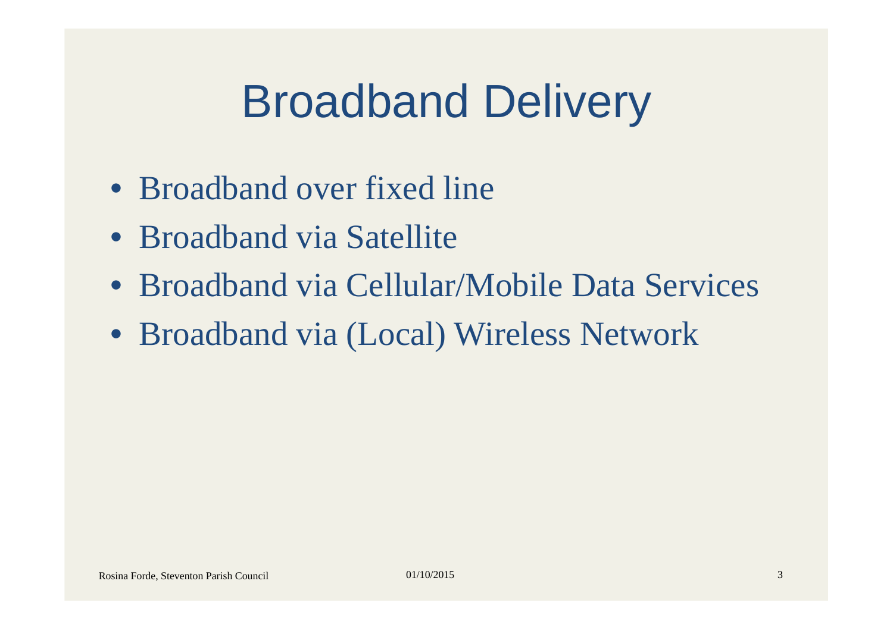# Broadband Delivery

- Broadband over fixed line
- Broadband via Satellite
- Broadband via Cellular/Mobile Data Services
- Broadband via (Local) Wireless Network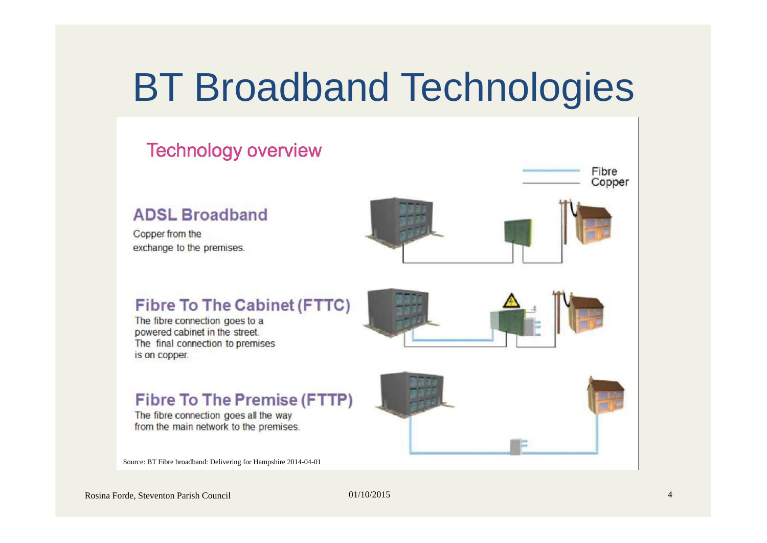# BT Broadband Technologies

## Technology overview

Fibre
Copper

### ADSL Broadband

Copper from the exchange to the premises.

### Fibre To The Cabinet (FTTC)

The fibre connection goes to a powered cabinet in the street. The final connection to premises is on copper.

### Fibre To The Premise (FTTP)

The fibre connection goes all the way from the main network to the premises.

Source: BT Fibre broadband: Delivering for Hampshire 2014-04-01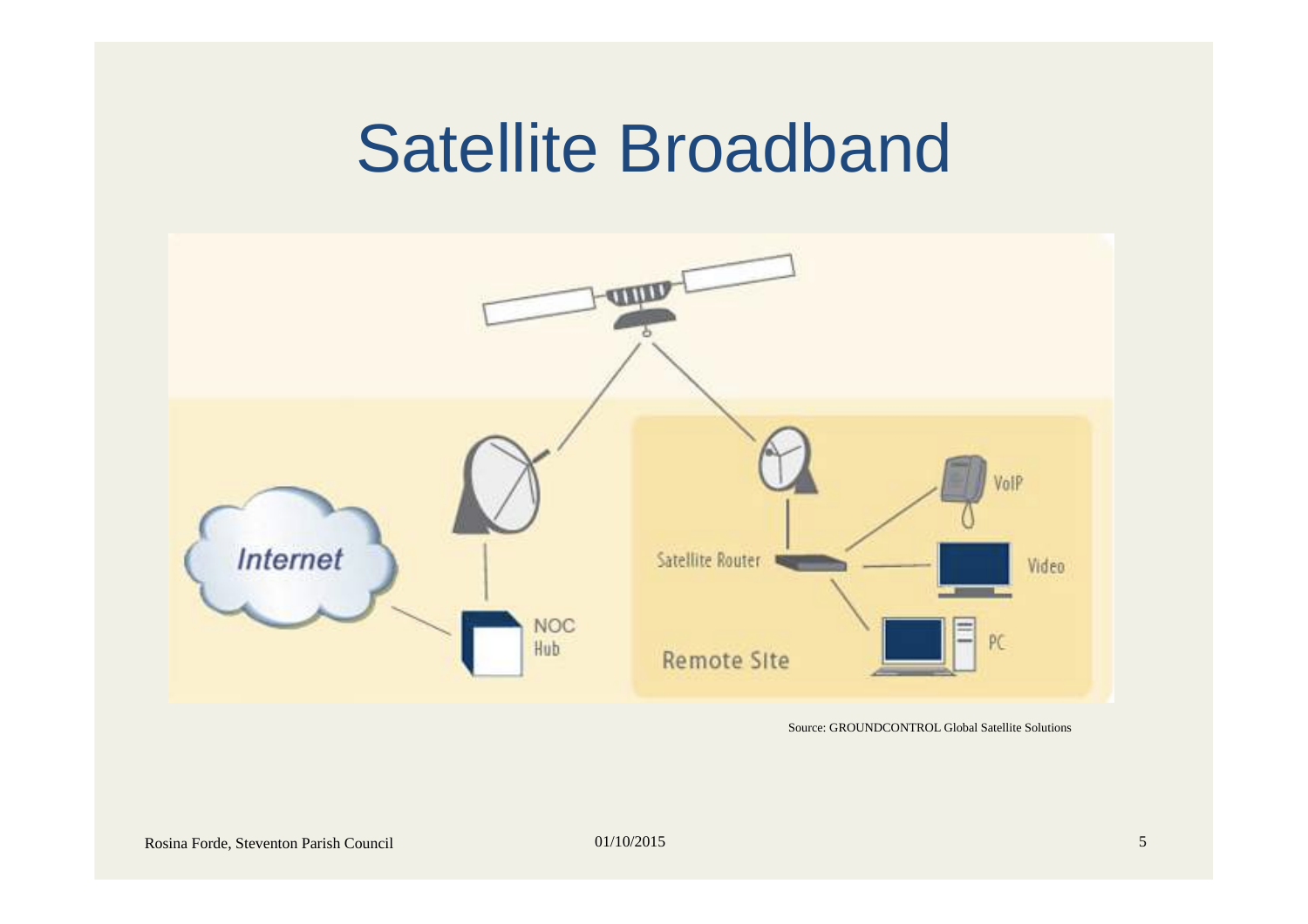# Satellite Broadband

Internet

NOC Hub

Satellite Router

VoIP

Video

PC

Remote Site

Source: GROUNDCONTROL Global Satellite Solutions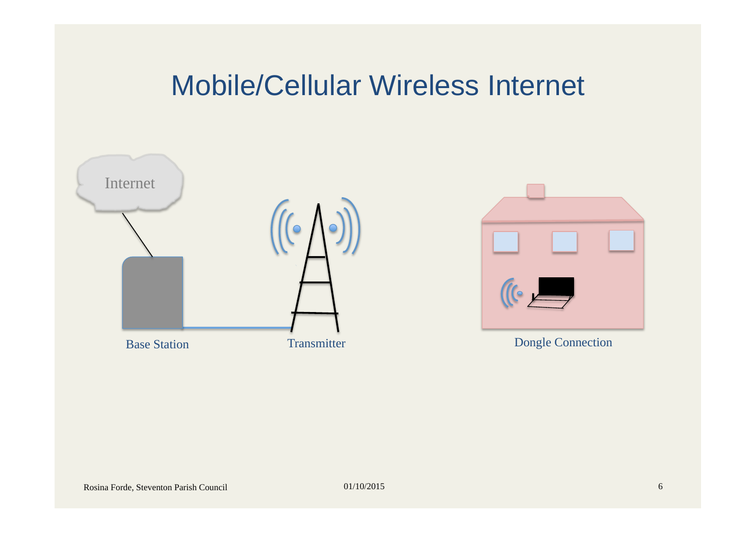# Mobile/Cellular Wireless Internet

Internet

Base Station

Transmitter

Dongle Connection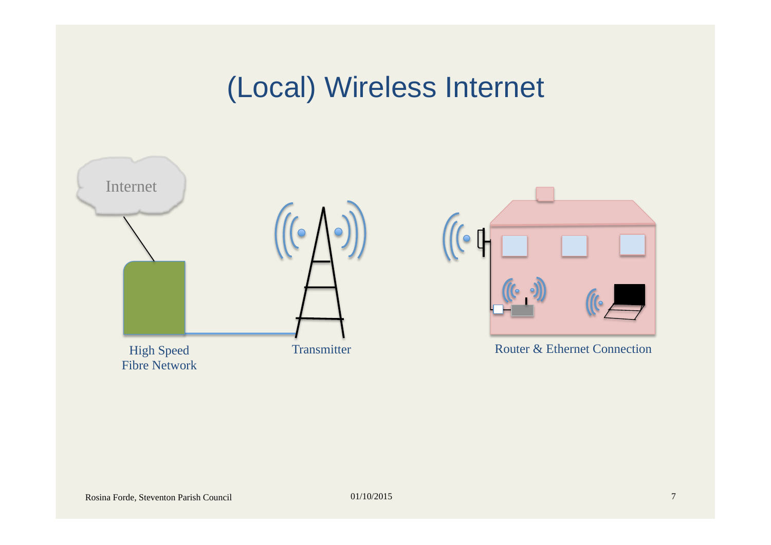# (Local) Wireless Internet

Internet

High Speed Fibre Network

Transmitter

Router & Ethernet Connection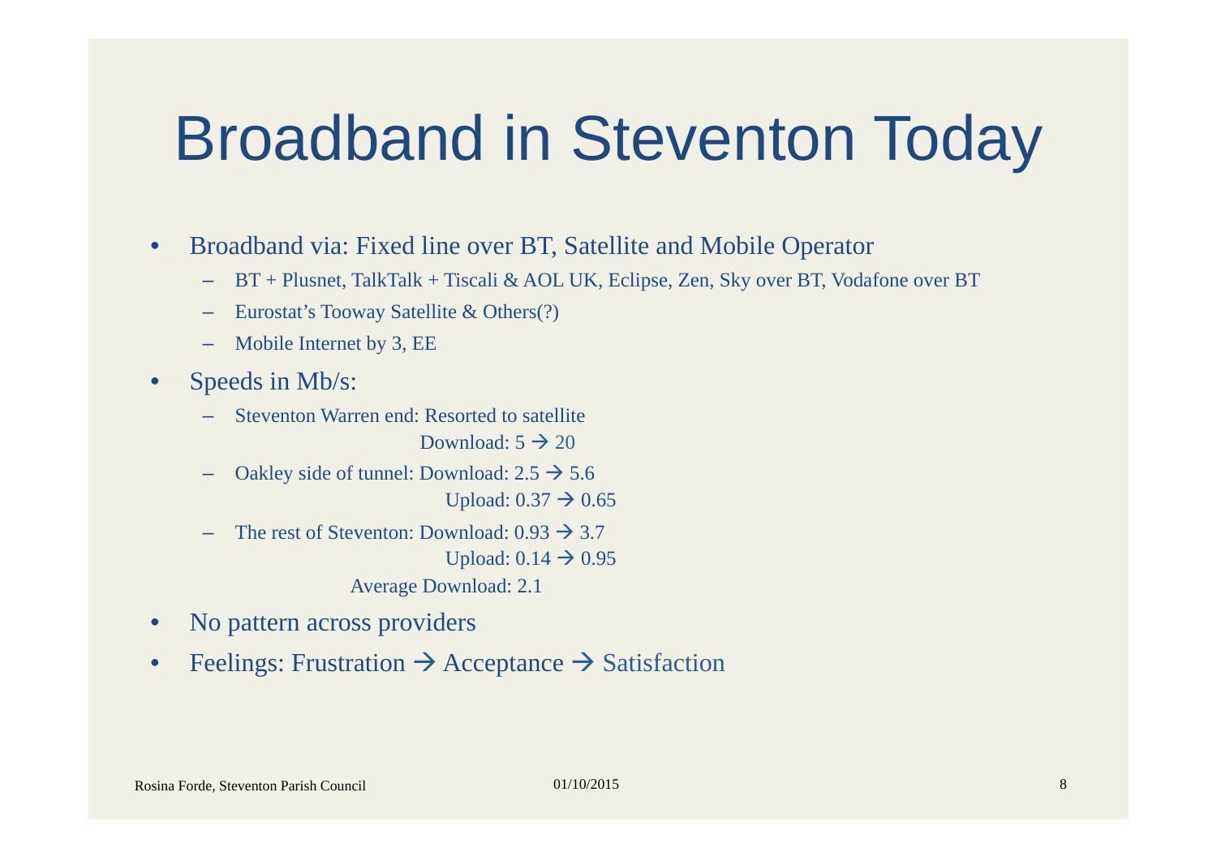# Broadband in Steventon Today

- Broadband via: Fixed line over BT, Satellite and Mobile Operator
  - BT + Plusnet, TalkTalk + Tiscali & AOL UK, Eclipse, Zen, Sky over BT, Vodafone over BT
  - Eurostat's Tooway Satellite & Others(?)
  - Mobile Internet by 3, EE
- Speeds in Mb/s:
  - Steventon Warren end: Resorted to satellite
    Download: 5 → 20
  - Oakley side of tunnel: Download: 2.5 → 5.6
    Upload: 0.37 → 0.65
  - The rest of Steventon: Download: 0.93 → 3.7
    Upload: 0.14 → 0.95
    Average Download: 2.1
- No pattern across providers
- Feelings: Frustration → Acceptance → Satisfaction

Rosina Forde, Steventon Parish Council 01/10/2015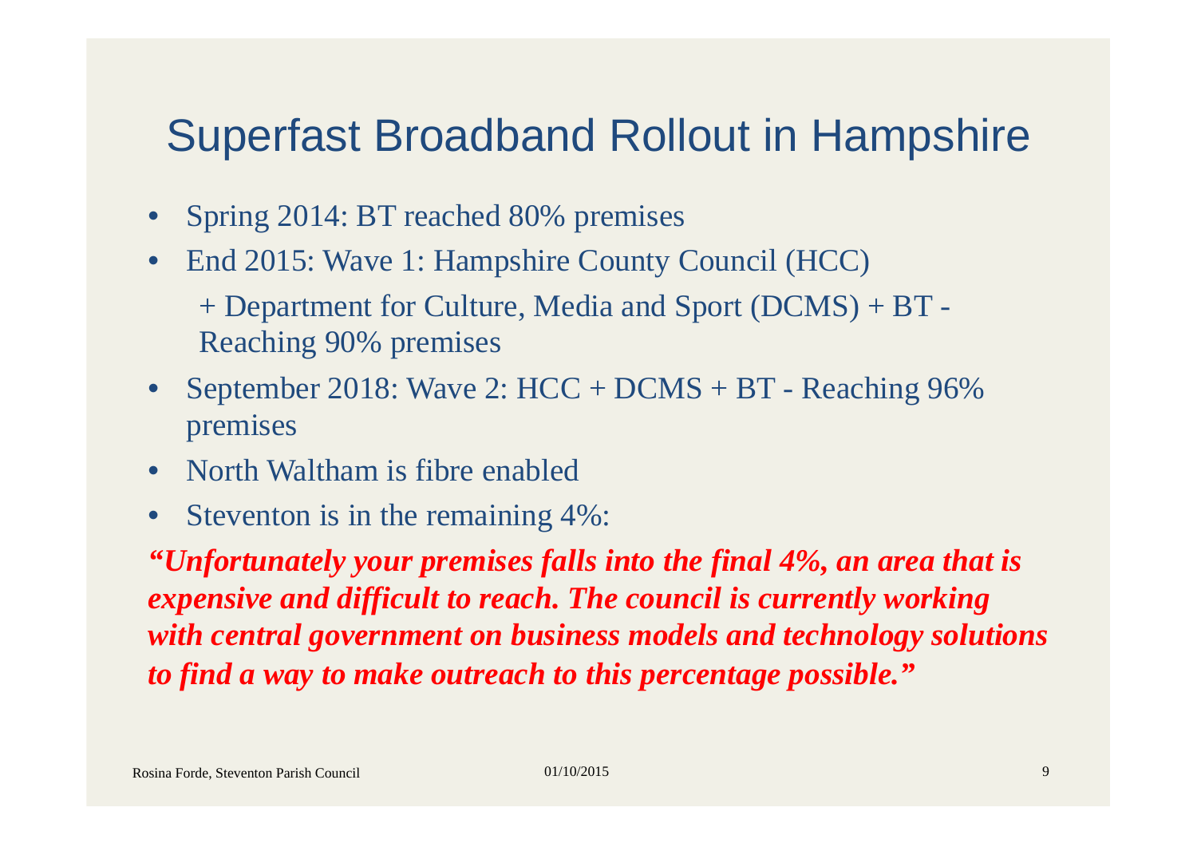# Superfast Broadband Rollout in Hampshire

- Spring 2014: BT reached 80% premises
- End 2015: Wave 1: Hampshire County Council (HCC)

  + Department for Culture, Media and Sport (DCMS) + BT - Reaching 90% premises
- September 2018: Wave 2: HCC + DCMS + BT - Reaching 96% premises
- North Waltham is fibre enabled
- Steventon is in the remaining 4%:

***"Unfortunately your premises falls into the final 4%, an area that is expensive and difficult to reach. The council is currently working with central government on business models and technology solutions to find a way to make outreach to this percentage possible."***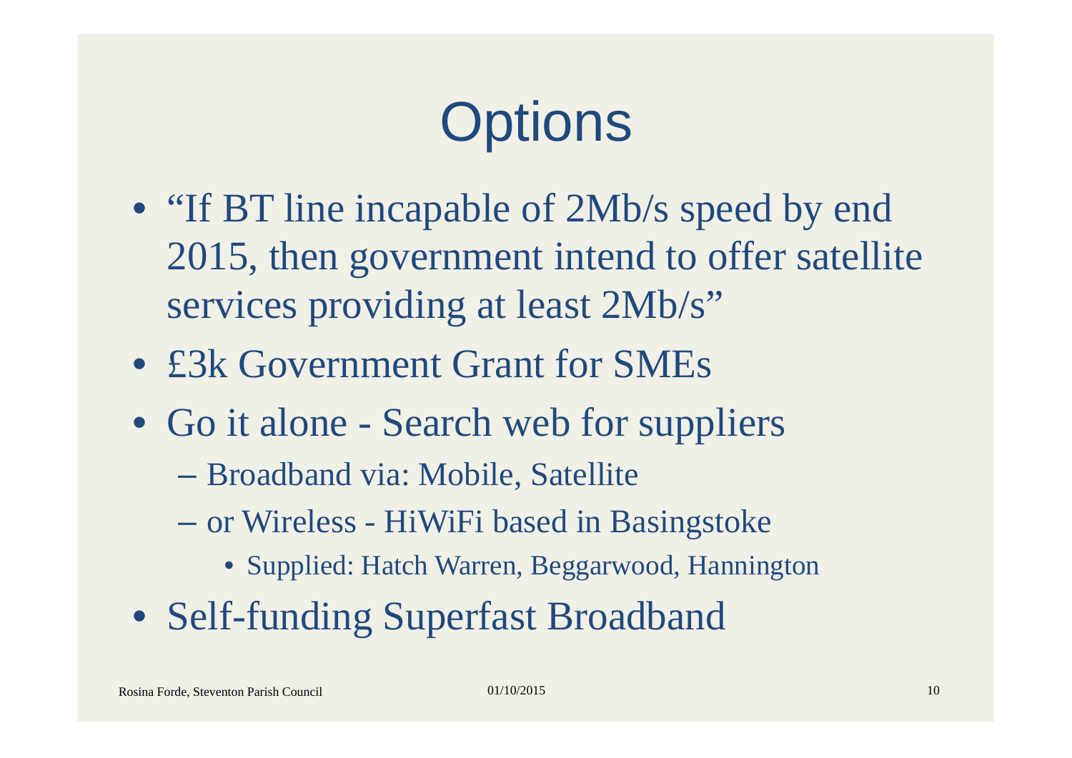# Options

- "If BT line incapable of 2Mb/s speed by end 2015, then government intend to offer satellite services providing at least 2Mb/s"
- £3k Government Grant for SMEs
- Go it alone - Search web for suppliers
  - Broadband via: Mobile, Satellite
  - or Wireless - HiWiFi based in Basingstoke
    - Supplied: Hatch Warren, Beggarwood, Hannington
- Self-funding Superfast Broadband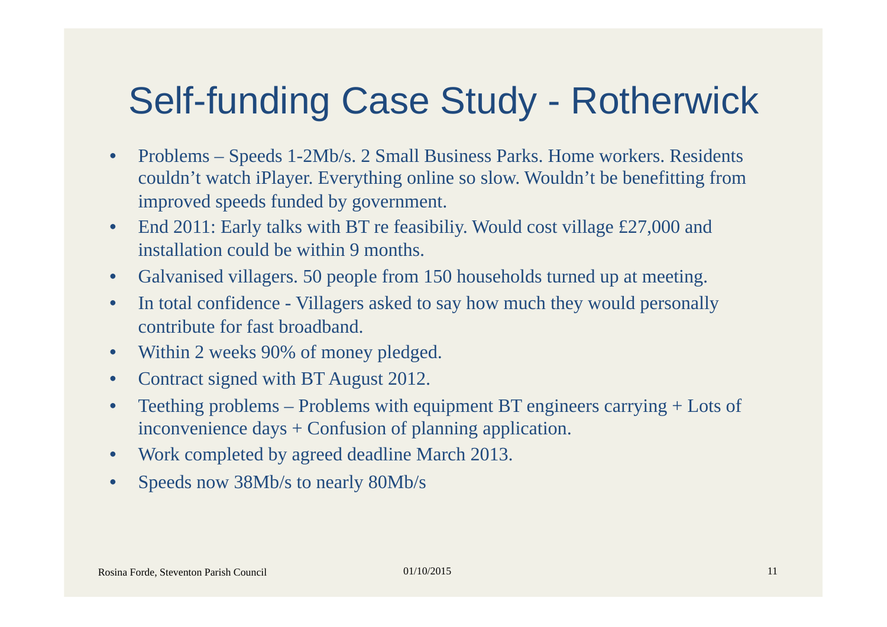# Self-funding Case Study - Rotherwick

- Problems – Speeds 1-2Mb/s. 2 Small Business Parks. Home workers. Residents couldn't watch iPlayer. Everything online so slow. Wouldn't be benefitting from improved speeds funded by government.
- End 2011: Early talks with BT re feasibiliy. Would cost village £27,000 and installation could be within 9 months.
- Galvanised villagers. 50 people from 150 households turned up at meeting.
- In total confidence - Villagers asked to say how much they would personally contribute for fast broadband.
- Within 2 weeks 90% of money pledged.
- Contract signed with BT August 2012.
- Teething problems – Problems with equipment BT engineers carrying + Lots of inconvenience days + Confusion of planning application.
- Work completed by agreed deadline March 2013.
- Speeds now 38Mb/s to nearly 80Mb/s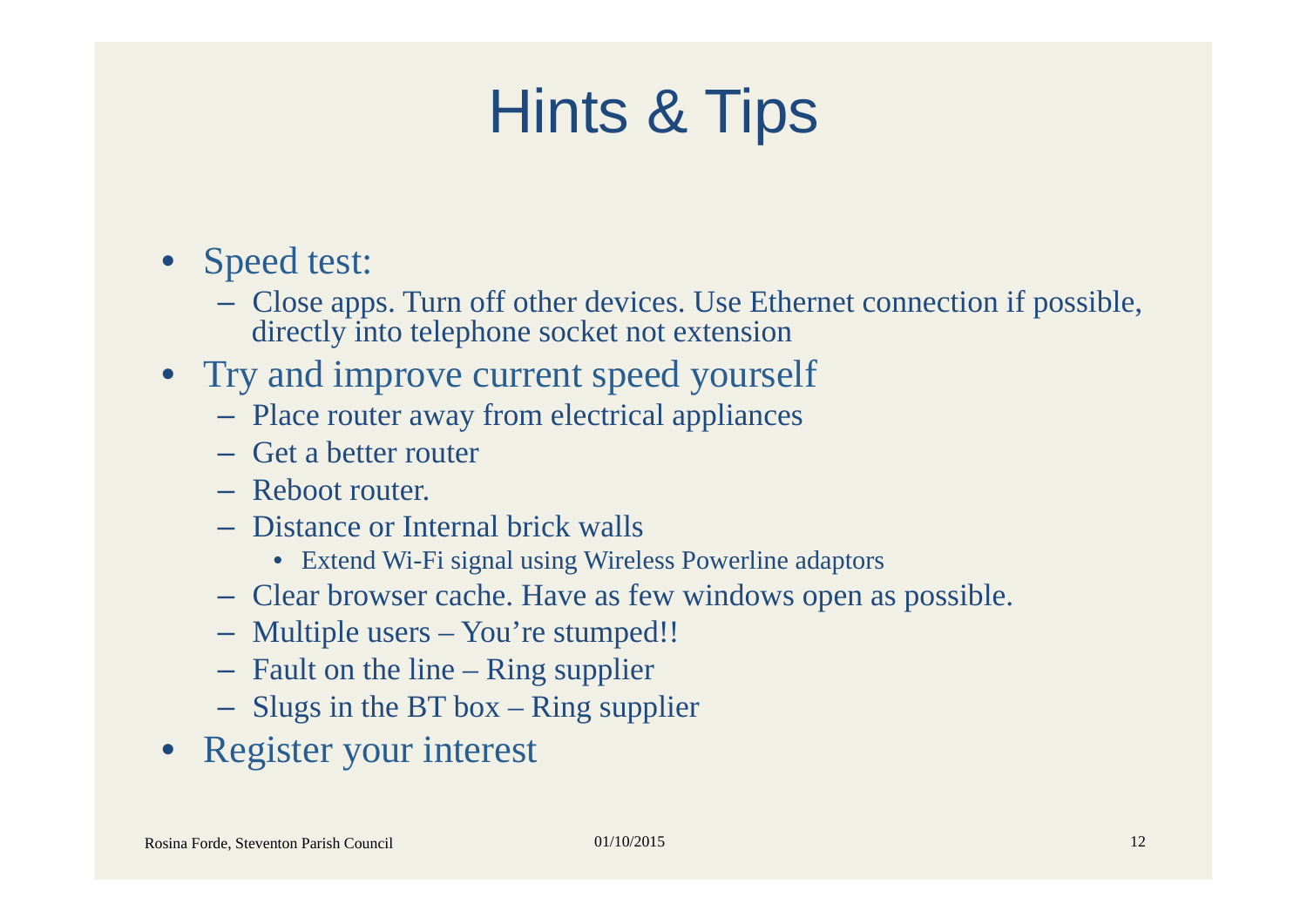# Hints & Tips

- Speed test:
  - Close apps. Turn off other devices. Use Ethernet connection if possible, directly into telephone socket not extension
- Try and improve current speed yourself
  - Place router away from electrical appliances
  - Get a better router
  - Reboot router.
  - Distance or Internal brick walls
    - Extend Wi-Fi signal using Wireless Powerline adaptors
  - Clear browser cache. Have as few windows open as possible.
  - Multiple users – You're stumped!!
  - Fault on the line – Ring supplier
  - Slugs in the BT box – Ring supplier
- Register your interest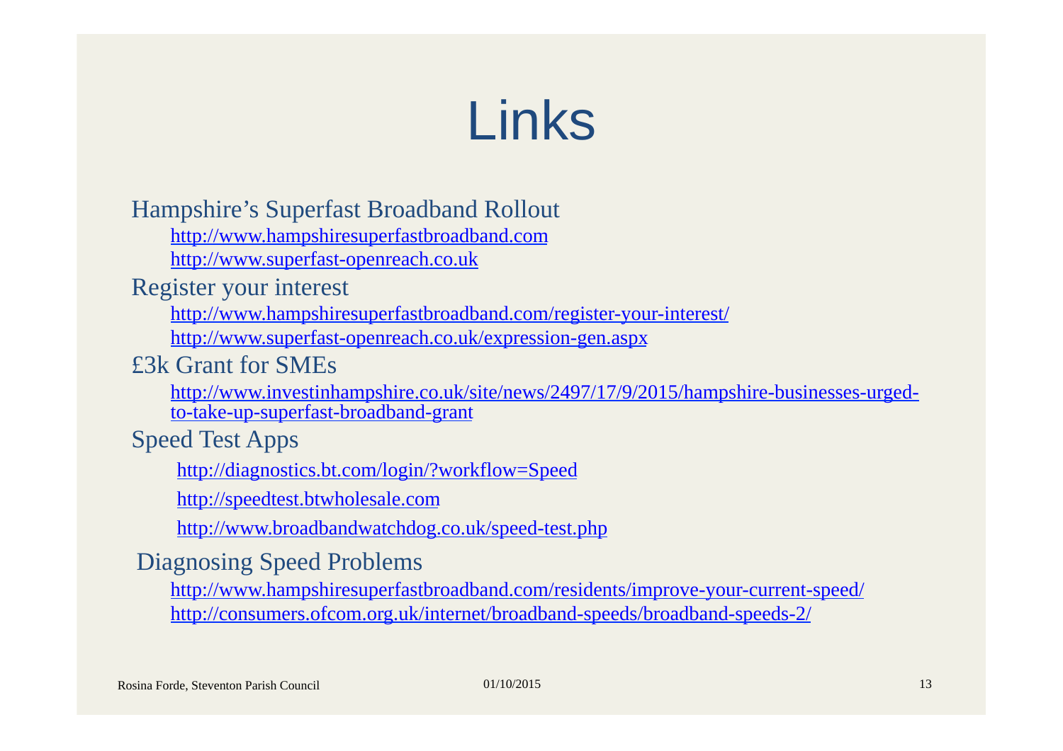# Links

Hampshire's Superfast Broadband Rollout

- http://www.hampshiresuperfastbroadband.com
- http://www.superfast-openreach.co.uk

Register your interest

- http://www.hampshiresuperfastbroadband.com/register-your-interest/
- http://www.superfast-openreach.co.uk/expression-gen.aspx

£3k Grant for SMEs

- http://www.investinhampshire.co.uk/site/news/2497/17/9/2015/hampshire-businesses-urged-to-take-up-superfast-broadband-grant

Speed Test Apps

- http://diagnostics.bt.com/login/?workflow=Speed
- http://speedtest.btwholesale.com
- http://www.broadbandwatchdog.co.uk/speed-test.php

Diagnosing Speed Problems

- http://www.hampshiresuperfastbroadband.com/residents/improve-your-current-speed/
- http://consumers.ofcom.org.uk/internet/broadband-speeds/broadband-speeds-2/